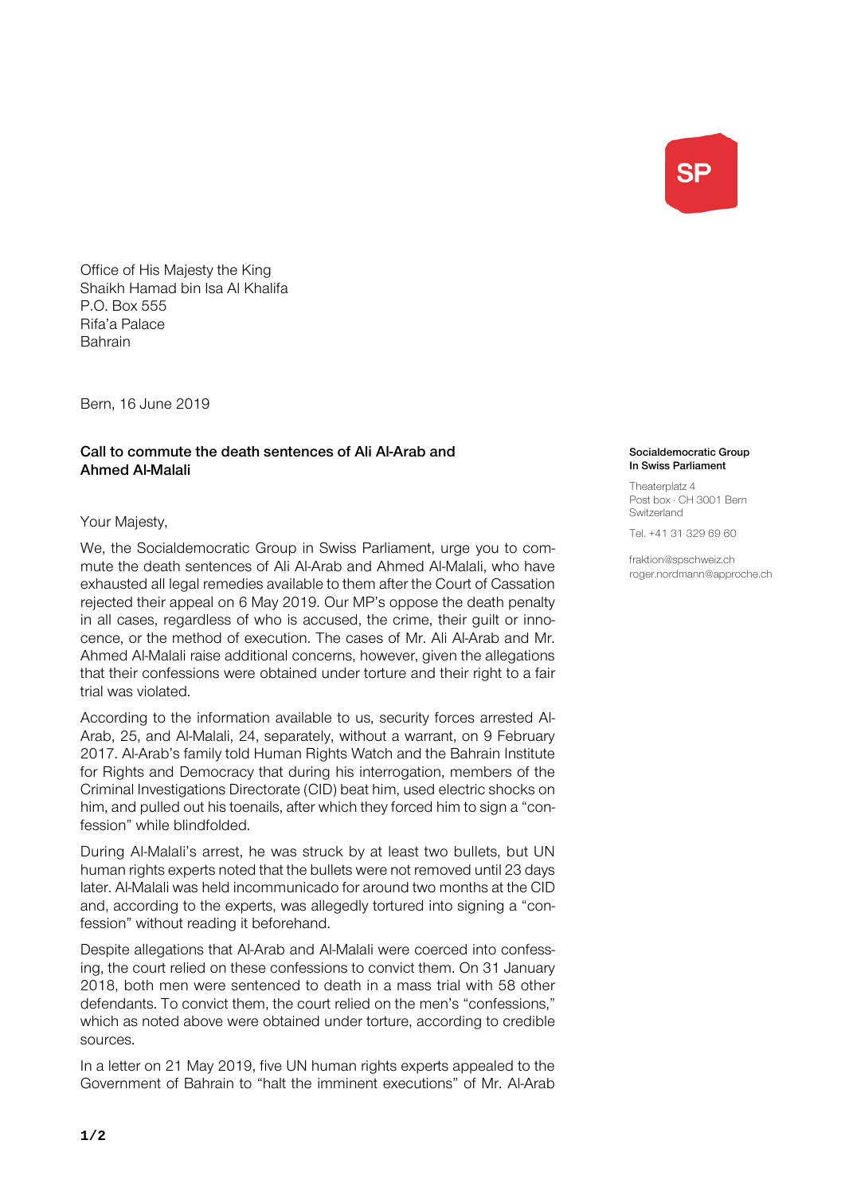SP

Office of His Majesty the King
Shaikh Hamad bin Isa Al Khalifa
P.O. Box 555
Rifa'a Palace
Bahrain

Bern, 16 June 2019

**Socialdemocratic Group**
**In Swiss Parliament**

Theaterplatz 4
Post box · CH 3001 Bern
Switzerland

Tel. +41 31 329 69 60

fraktion@spschweiz.ch
roger.nordmann@approche.ch

**Call to commute the death sentences of Ali Al-Arab and Ahmed Al-Malali**

Your Majesty,

We, the Socialdemocratic Group in Swiss Parliament, urge you to commute the death sentences of Ali Al-Arab and Ahmed Al-Malali, who have exhausted all legal remedies available to them after the Court of Cassation rejected their appeal on 6 May 2019. Our MP's oppose the death penalty in all cases, regardless of who is accused, the crime, their guilt or innocence, or the method of execution. The cases of Mr. Ali Al-Arab and Mr. Ahmed Al-Malali raise additional concerns, however, given the allegations that their confessions were obtained under torture and their right to a fair trial was violated.

According to the information available to us, security forces arrested Al-Arab, 25, and Al-Malali, 24, separately, without a warrant, on 9 February 2017. Al-Arab's family told Human Rights Watch and the Bahrain Institute for Rights and Democracy that during his interrogation, members of the Criminal Investigations Directorate (CID) beat him, used electric shocks on him, and pulled out his toenails, after which they forced him to sign a "confession" while blindfolded.

During Al-Malali's arrest, he was struck by at least two bullets, but UN human rights experts noted that the bullets were not removed until 23 days later. Al-Malali was held incommunicado for around two months at the CID and, according to the experts, was allegedly tortured into signing a "confession" without reading it beforehand.

Despite allegations that Al-Arab and Al-Malali were coerced into confessing, the court relied on these confessions to convict them. On 31 January 2018, both men were sentenced to death in a mass trial with 58 other defendants. To convict them, the court relied on the men's "confessions," which as noted above were obtained under torture, according to credible sources.

In a letter on 21 May 2019, five UN human rights experts appealed to the Government of Bahrain to "halt the imminent executions" of Mr. Al-Arab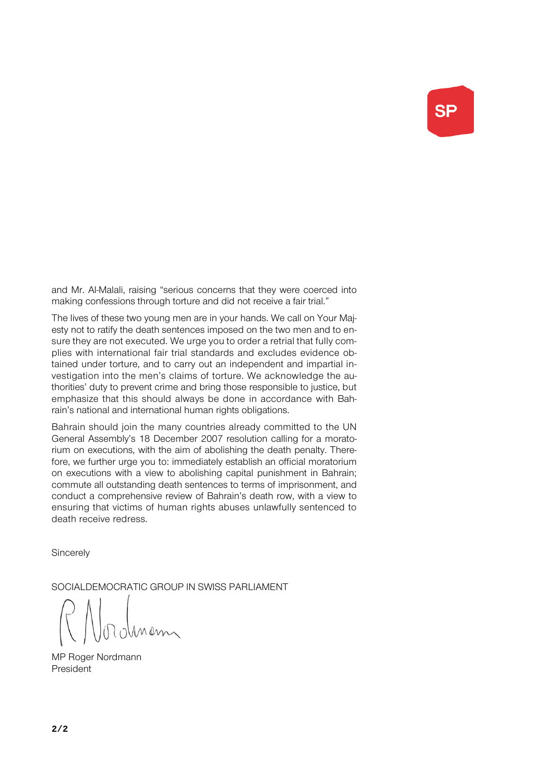and Mr. Al-Malali, raising "serious concerns that they were coerced into making confessions through torture and did not receive a fair trial."

The lives of these two young men are in your hands. We call on Your Majesty not to ratify the death sentences imposed on the two men and to ensure they are not executed. We urge you to order a retrial that fully complies with international fair trial standards and excludes evidence obtained under torture, and to carry out an independent and impartial investigation into the men's claims of torture. We acknowledge the authorities' duty to prevent crime and bring those responsible to justice, but emphasize that this should always be done in accordance with Bahrain's national and international human rights obligations.

Bahrain should join the many countries already committed to the UN General Assembly's 18 December 2007 resolution calling for a moratorium on executions, with the aim of abolishing the death penalty. Therefore, we further urge you to: immediately establish an official moratorium on executions with a view to abolishing capital punishment in Bahrain; commute all outstanding death sentences to terms of imprisonment, and conduct a comprehensive review of Bahrain's death row, with a view to ensuring that victims of human rights abuses unlawfully sentenced to death receive redress.

Sincerely

SOCIALDEMOCRATIC GROUP IN SWISS PARLIAMENT

R Nordmann

MP Roger Nordmann
President